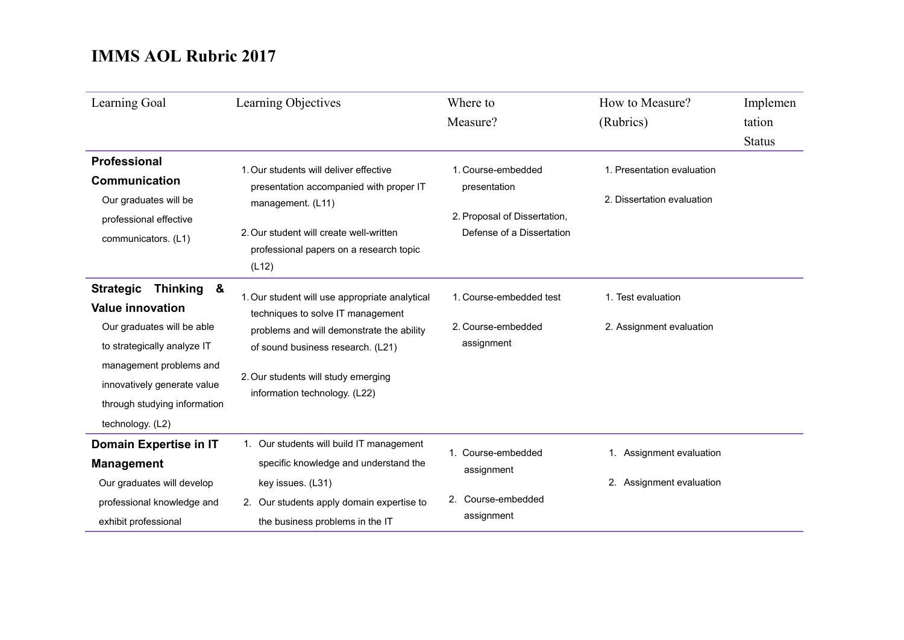# IMMS AOL Rubric 2017

| Learning Goal | Learning Objectives | Where to Measure? | How to Measure? (Rubrics) | Implementation Status |
|---|---|---|---|---|
| **Professional Communication**<br>Our graduates will be professional effective communicators. (L1) | 1. Our students will deliver effective presentation accompanied with proper IT management. (L11)<br>2. Our student will create well-written professional papers on a research topic (L12) | 1. Course-embedded presentation<br>2. Proposal of Dissertation, Defense of a Dissertation | 1. Presentation evaluation<br>2. Dissertation evaluation | |
| **Strategic Thinking & Value innovation**<br>Our graduates will be able to strategically analyze IT management problems and innovatively generate value through studying information technology. (L2) | 1. Our student will use appropriate analytical techniques to solve IT management problems and will demonstrate the ability of sound business research. (L21)<br>2. Our students will study emerging information technology. (L22) | 1. Course-embedded test<br>2. Course-embedded assignment | 1. Test evaluation<br>2. Assignment evaluation | |
| **Domain Expertise in IT Management**<br>Our graduates will develop professional knowledge and exhibit professional | 1. Our students will build IT management specific knowledge and understand the key issues. (L31)<br>2. Our students apply domain expertise to the business problems in the IT | 1. Course-embedded assignment<br>2. Course-embedded assignment | 1. Assignment evaluation<br>2. Assignment evaluation | |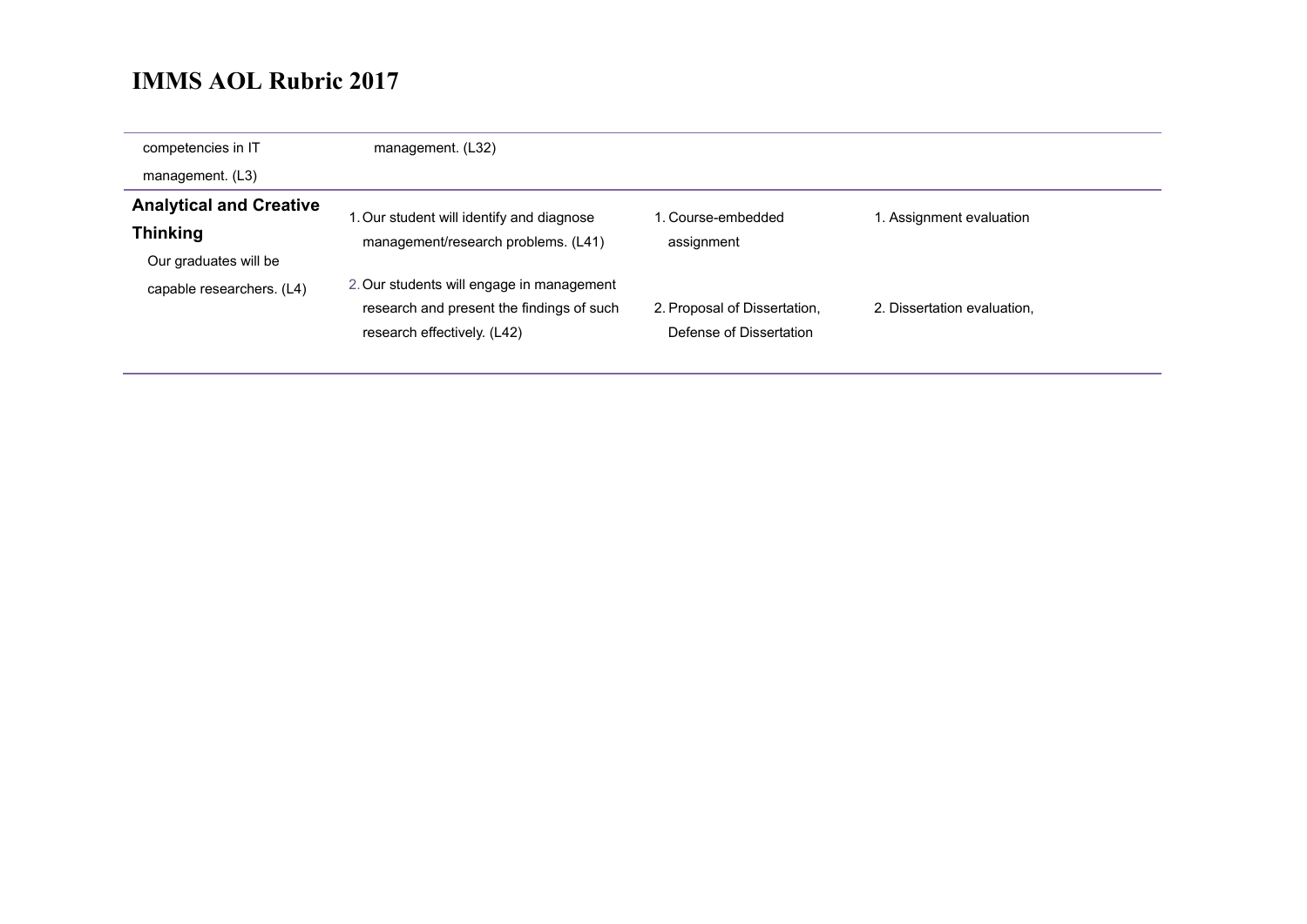# IMMS AOL Rubric 2017

| | | | |
|---|---|---|---|
| competencies in IT management. (L3) | management. (L32) | | |
| **Analytical and Creative Thinking** Our graduates will be capable researchers. (L4) | 1. Our student will identify and diagnose management/research problems. (L41)<br>2. Our students will engage in management research and present the findings of such research effectively. (L42) | 1. Course-embedded assignment<br>2. Proposal of Dissertation, Defense of Dissertation | 1. Assignment evaluation<br>2. Dissertation evaluation, |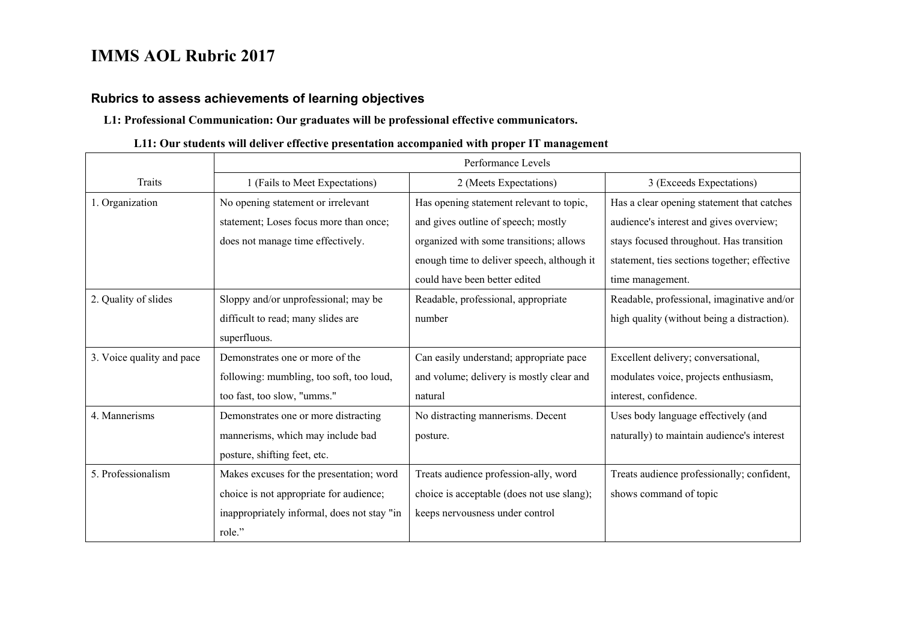# IMMS AOL Rubric 2017

## Rubrics to assess achievements of learning objectives

**L1: Professional Communication: Our graduates will be professional effective communicators.**

**L11: Our students will deliver effective presentation accompanied with proper IT management**

| Traits | Performance Levels | | |
|---|---|---|---|
| | 1 (Fails to Meet Expectations) | 2 (Meets Expectations) | 3 (Exceeds Expectations) |
| 1. Organization | No opening statement or irrelevant statement; Loses focus more than once; does not manage time effectively. | Has opening statement relevant to topic, and gives outline of speech; mostly organized with some transitions; allows enough time to deliver speech, although it could have been better edited | Has a clear opening statement that catches audience's interest and gives overview; stays focused throughout. Has transition statement, ties sections together; effective time management. |
| 2. Quality of slides | Sloppy and/or unprofessional; may be difficult to read; many slides are superfluous. | Readable, professional, appropriate number | Readable, professional, imaginative and/or high quality (without being a distraction). |
| 3. Voice quality and pace | Demonstrates one or more of the following: mumbling, too soft, too loud, too fast, too slow, "umms." | Can easily understand; appropriate pace and volume; delivery is mostly clear and natural | Excellent delivery; conversational, modulates voice, projects enthusiasm, interest, confidence. |
| 4. Mannerisms | Demonstrates one or more distracting mannerisms, which may include bad posture, shifting feet, etc. | No distracting mannerisms. Decent posture. | Uses body language effectively (and naturally) to maintain audience's interest |
| 5. Professionalism | Makes excuses for the presentation; word choice is not appropriate for audience; inappropriately informal, does not stay "in role." | Treats audience profession-ally, word choice is acceptable (does not use slang); keeps nervousness under control | Treats audience professionally; confident, shows command of topic |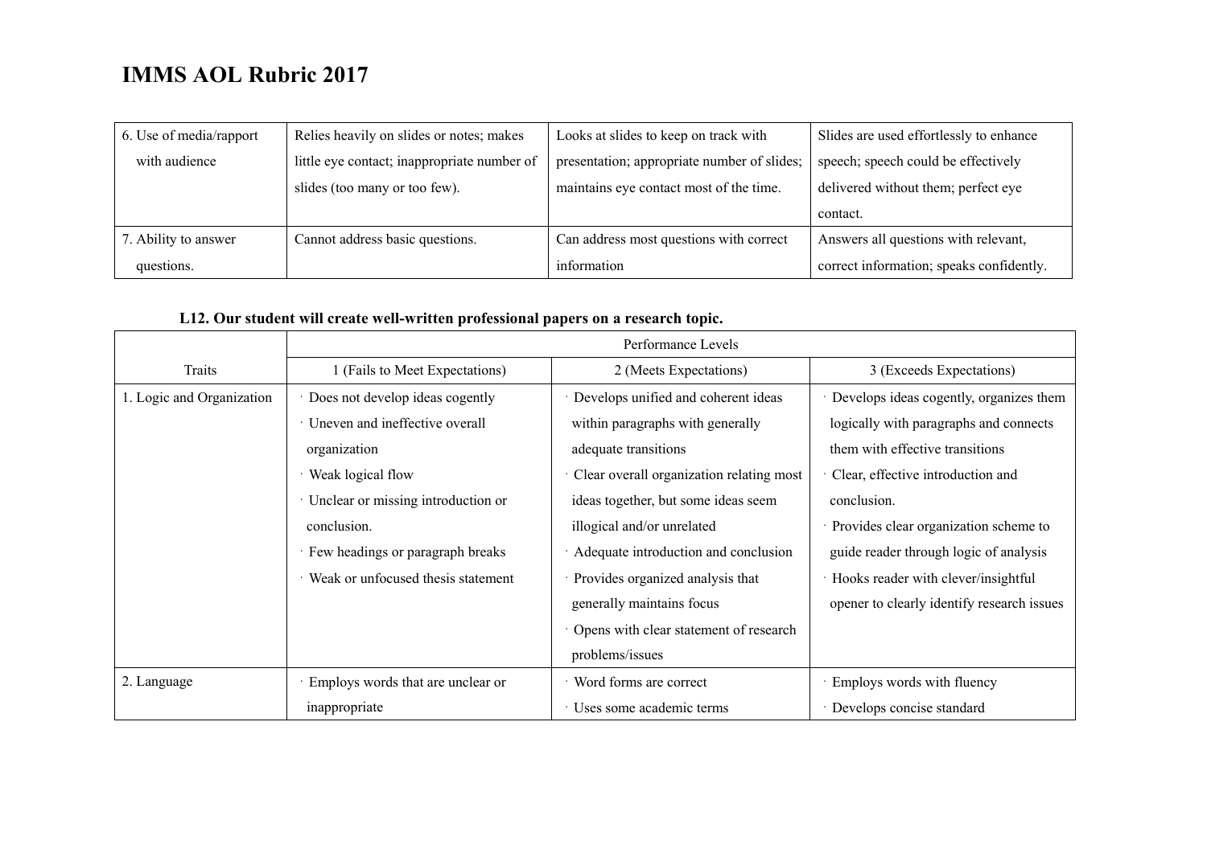# IMMS AOL Rubric 2017

| | | | |
|---|---|---|---|
| 6. Use of media/rapport with audience | Relies heavily on slides or notes; makes little eye contact; inappropriate number of slides (too many or too few). | Looks at slides to keep on track with presentation; appropriate number of slides; maintains eye contact most of the time. | Slides are used effortlessly to enhance speech; speech could be effectively delivered without them; perfect eye contact. |
| 7. Ability to answer questions. | Cannot address basic questions. | Can address most questions with correct information | Answers all questions with relevant, correct information; speaks confidently. |

**L12. Our student will create well-written professional papers on a research topic.**

| | Performance Levels | | |
|---|---|---|---|
| Traits | 1 (Fails to Meet Expectations) | 2 (Meets Expectations) | 3 (Exceeds Expectations) |
| 1. Logic and Organization | · Does not develop ideas cogently<br>· Uneven and ineffective overall organization<br>· Weak logical flow<br>· Unclear or missing introduction or conclusion.<br>· Few headings or paragraph breaks<br>· Weak or unfocused thesis statement | · Develops unified and coherent ideas within paragraphs with generally adequate transitions<br>· Clear overall organization relating most ideas together, but some ideas seem illogical and/or unrelated<br>· Adequate introduction and conclusion<br>· Provides organized analysis that generally maintains focus<br>· Opens with clear statement of research problems/issues | · Develops ideas cogently, organizes them logically with paragraphs and connects them with effective transitions<br>· Clear, effective introduction and conclusion.<br>· Provides clear organization scheme to guide reader through logic of analysis<br>· Hooks reader with clever/insightful opener to clearly identify research issues |
| 2. Language | · Employs words that are unclear or inappropriate | · Word forms are correct<br>· Uses some academic terms | · Employs words with fluency<br>· Develops concise standard |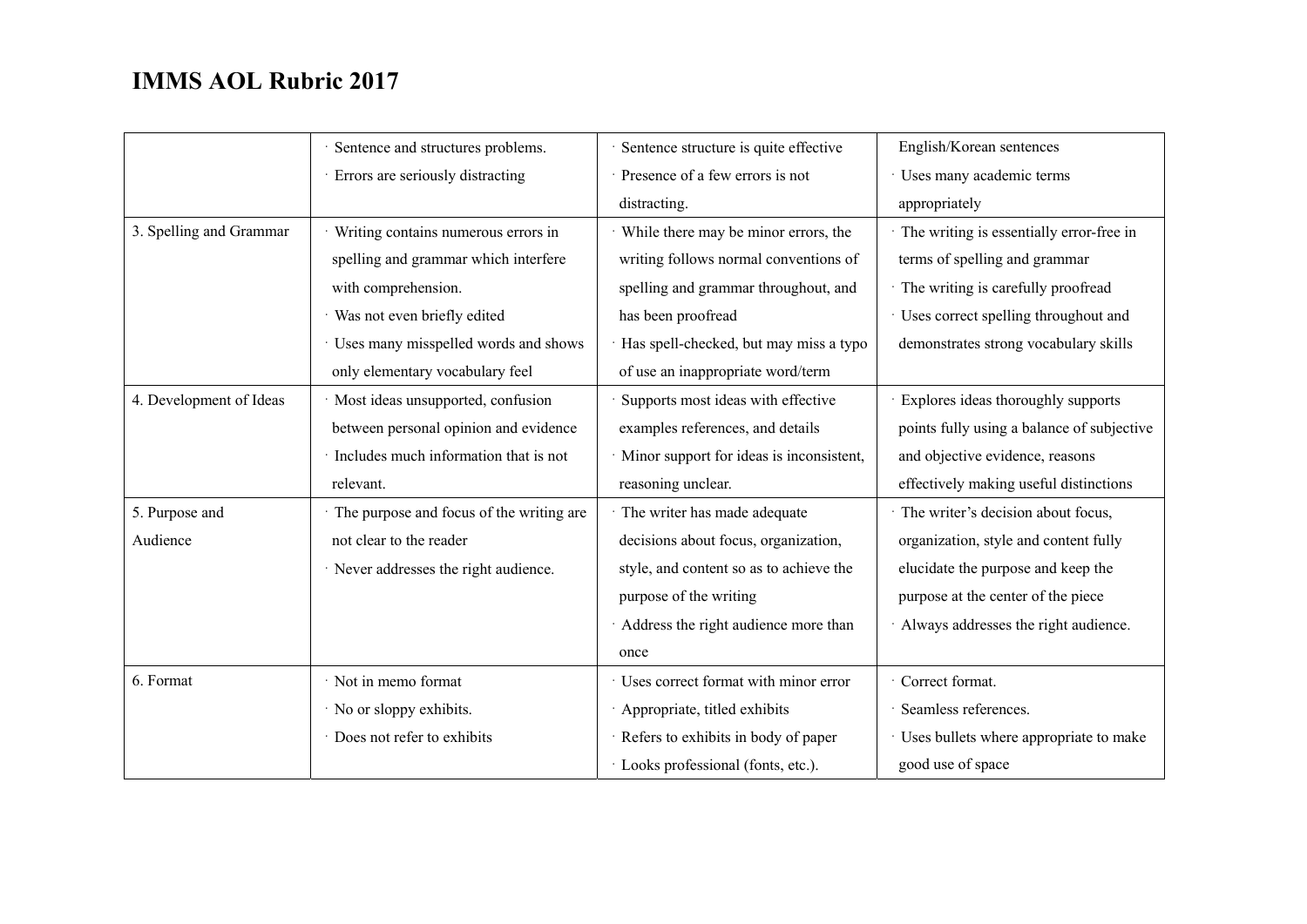# IMMS AOL Rubric 2017

| | | | |
|---|---|---|---|
| | · Sentence and structures problems.<br>· Errors are seriously distracting | · Sentence structure is quite effective<br>· Presence of a few errors is not distracting. | English/Korean sentences<br>· Uses many academic terms appropriately |
| 3. Spelling and Grammar | · Writing contains numerous errors in spelling and grammar which interfere with comprehension.<br>· Was not even briefly edited<br>· Uses many misspelled words and shows only elementary vocabulary feel | · While there may be minor errors, the writing follows normal conventions of spelling and grammar throughout, and has been proofread<br>· Has spell-checked, but may miss a typo of use an inappropriate word/term | · The writing is essentially error-free in terms of spelling and grammar<br>· The writing is carefully proofread<br>· Uses correct spelling throughout and demonstrates strong vocabulary skills |
| 4. Development of Ideas | · Most ideas unsupported, confusion between personal opinion and evidence<br>· Includes much information that is not relevant. | · Supports most ideas with effective examples references, and details<br>· Minor support for ideas is inconsistent, reasoning unclear. | · Explores ideas thoroughly supports points fully using a balance of subjective and objective evidence, reasons effectively making useful distinctions |
| 5. Purpose and Audience | · The purpose and focus of the writing are not clear to the reader<br>· Never addresses the right audience. | · The writer has made adequate decisions about focus, organization, style, and content so as to achieve the purpose of the writing<br>· Address the right audience more than once | · The writer's decision about focus, organization, style and content fully elucidate the purpose and keep the purpose at the center of the piece<br>· Always addresses the right audience. |
| 6. Format | · Not in memo format<br>· No or sloppy exhibits.<br>· Does not refer to exhibits | · Uses correct format with minor error<br>· Appropriate, titled exhibits<br>· Refers to exhibits in body of paper<br>· Looks professional (fonts, etc.). | · Correct format.<br>· Seamless references.<br>· Uses bullets where appropriate to make good use of space |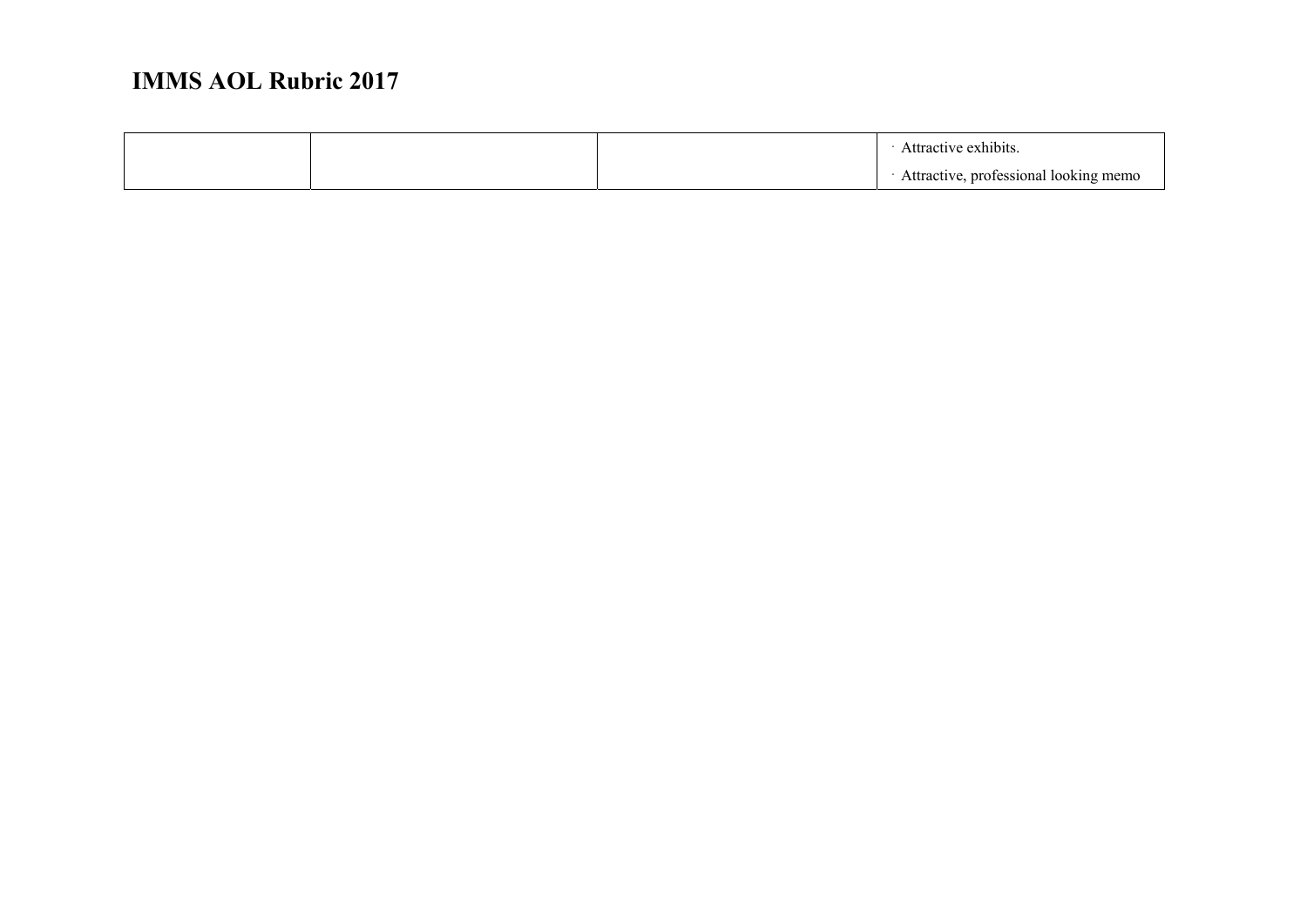# IMMS AOL Rubric 2017

| | | | |
|---|---|---|---|
| | | | · Attractive exhibits.<br>· Attractive, professional looking memo |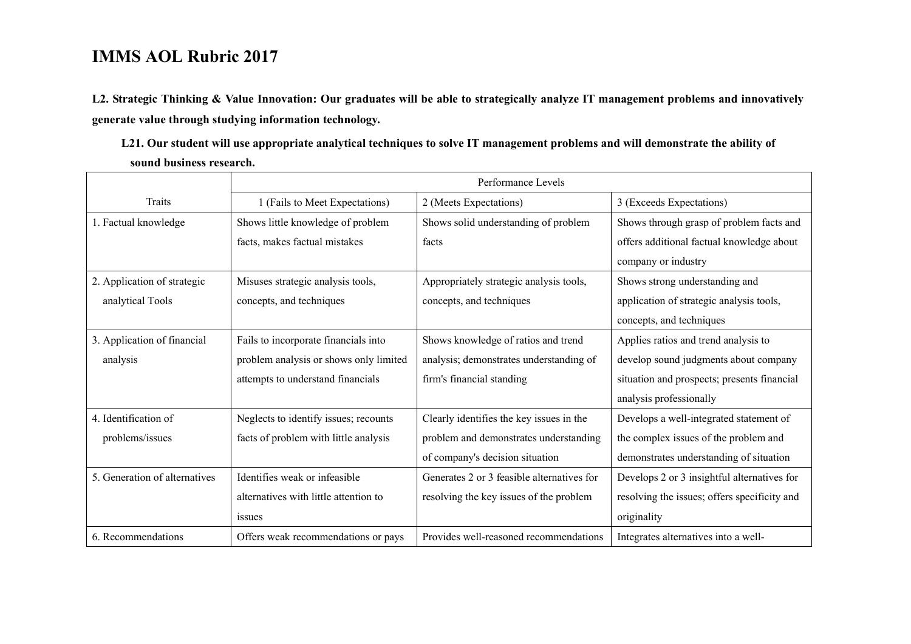# IMMS AOL Rubric 2017

**L2. Strategic Thinking & Value Innovation: Our graduates will be able to strategically analyze IT management problems and innovatively generate value through studying information technology.**

**L21. Our student will use appropriate analytical techniques to solve IT management problems and will demonstrate the ability of sound business research.**

| Traits | Performance Levels | | |
|---|---|---|---|
| | 1 (Fails to Meet Expectations) | 2 (Meets Expectations) | 3 (Exceeds Expectations) |
| 1. Factual knowledge | Shows little knowledge of problem facts, makes factual mistakes | Shows solid understanding of problem facts | Shows through grasp of problem facts and offers additional factual knowledge about company or industry |
| 2. Application of strategic analytical Tools | Misuses strategic analysis tools, concepts, and techniques | Appropriately strategic analysis tools, concepts, and techniques | Shows strong understanding and application of strategic analysis tools, concepts, and techniques |
| 3. Application of financial analysis | Fails to incorporate financials into problem analysis or shows only limited attempts to understand financials | Shows knowledge of ratios and trend analysis; demonstrates understanding of firm's financial standing | Applies ratios and trend analysis to develop sound judgments about company situation and prospects; presents financial analysis professionally |
| 4. Identification of problems/issues | Neglects to identify issues; recounts facts of problem with little analysis | Clearly identifies the key issues in the problem and demonstrates understanding of company's decision situation | Develops a well-integrated statement of the complex issues of the problem and demonstrates understanding of situation |
| 5. Generation of alternatives | Identifies weak or infeasible alternatives with little attention to issues | Generates 2 or 3 feasible alternatives for resolving the key issues of the problem | Develops 2 or 3 insightful alternatives for resolving the issues; offers specificity and originality |
| 6. Recommendations | Offers weak recommendations or pays | Provides well-reasoned recommendations | Integrates alternatives into a well- |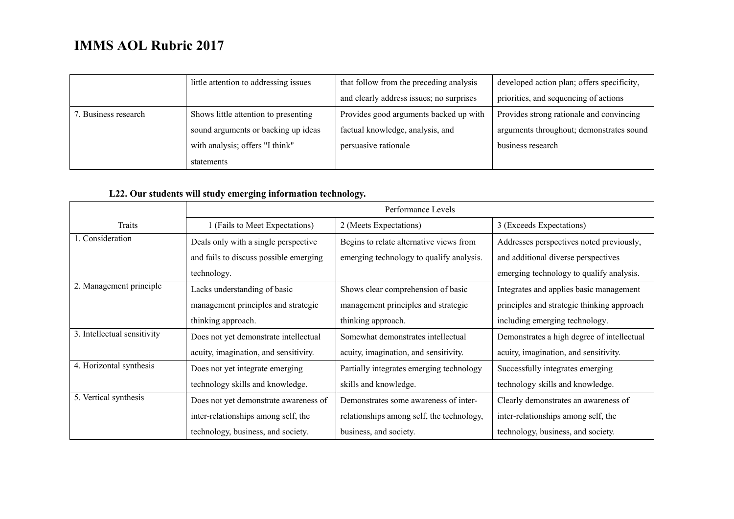# IMMS AOL Rubric 2017

| | | | |
|---|---|---|---|
| | little attention to addressing issues | that follow from the preceding analysis and clearly address issues; no surprises | developed action plan; offers specificity, priorities, and sequencing of actions |
| 7. Business research | Shows little attention to presenting sound arguments or backing up ideas with analysis; offers "I think" statements | Provides good arguments backed up with factual knowledge, analysis, and persuasive rationale | Provides strong rationale and convincing arguments throughout; demonstrates sound business research |

**L22. Our students will study emerging information technology.**

| | Performance Levels | | |
|---|---|---|---|
| Traits | 1 (Fails to Meet Expectations) | 2 (Meets Expectations) | 3 (Exceeds Expectations) |
| 1. Consideration | Deals only with a single perspective and fails to discuss possible emerging technology. | Begins to relate alternative views from emerging technology to qualify analysis. | Addresses perspectives noted previously, and additional diverse perspectives emerging technology to qualify analysis. |
| 2. Management principle | Lacks understanding of basic management principles and strategic thinking approach. | Shows clear comprehension of basic management principles and strategic thinking approach. | Integrates and applies basic management principles and strategic thinking approach including emerging technology. |
| 3. Intellectual sensitivity | Does not yet demonstrate intellectual acuity, imagination, and sensitivity. | Somewhat demonstrates intellectual acuity, imagination, and sensitivity. | Demonstrates a high degree of intellectual acuity, imagination, and sensitivity. |
| 4. Horizontal synthesis | Does not yet integrate emerging technology skills and knowledge. | Partially integrates emerging technology skills and knowledge. | Successfully integrates emerging technology skills and knowledge. |
| 5. Vertical synthesis | Does not yet demonstrate awareness of inter-relationships among self, the technology, business, and society. | Demonstrates some awareness of inter-relationships among self, the technology, business, and society. | Clearly demonstrates an awareness of inter-relationships among self, the technology, business, and society. |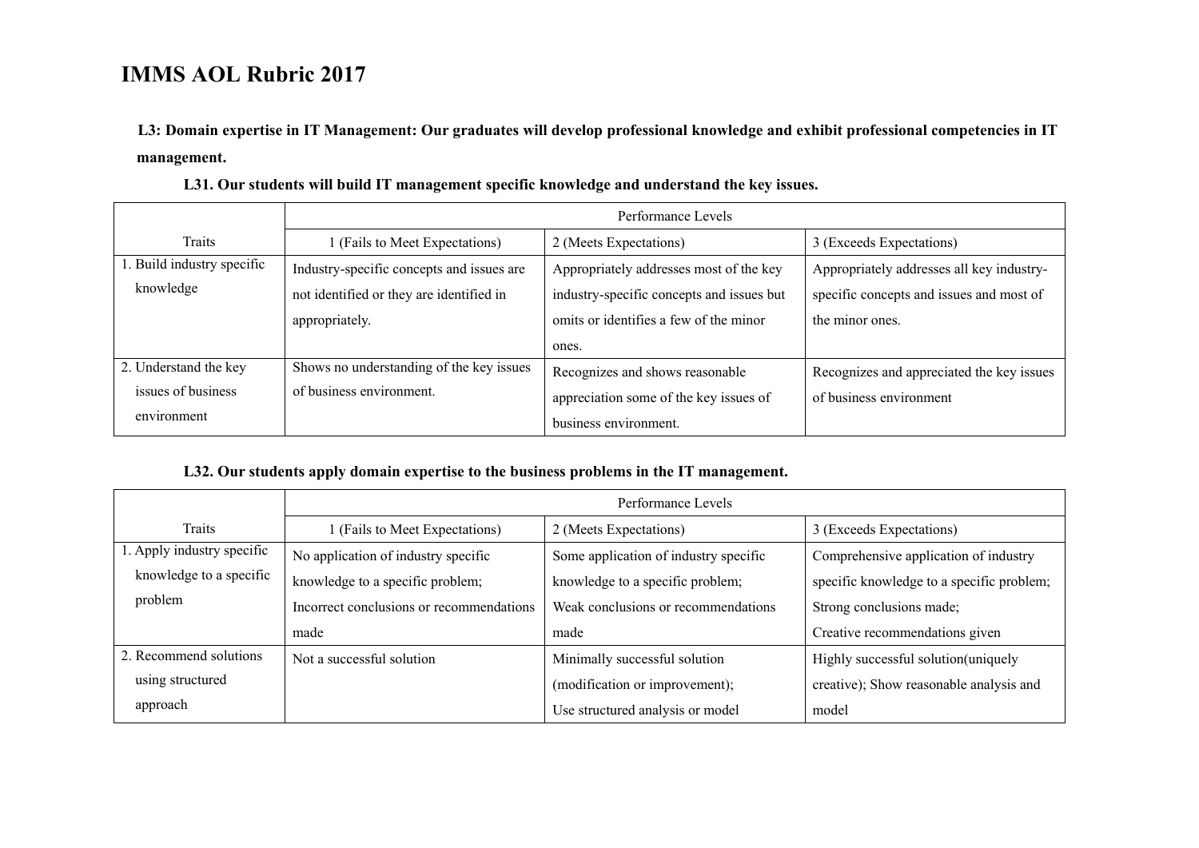# IMMS AOL Rubric 2017

**L3: Domain expertise in IT Management: Our graduates will develop professional knowledge and exhibit professional competencies in IT management.**

**L31. Our students will build IT management specific knowledge and understand the key issues.**

| Traits | Performance Levels | | |
|---|---|---|---|
| | 1 (Fails to Meet Expectations) | 2 (Meets Expectations) | 3 (Exceeds Expectations) |
| 1. Build industry specific knowledge | Industry-specific concepts and issues are not identified or they are identified in appropriately. | Appropriately addresses most of the key industry-specific concepts and issues but omits or identifies a few of the minor ones. | Appropriately addresses all key industry-specific concepts and issues and most of the minor ones. |
| 2. Understand the key issues of business environment | Shows no understanding of the key issues of business environment. | Recognizes and shows reasonable appreciation some of the key issues of business environment. | Recognizes and appreciated the key issues of business environment |

**L32. Our students apply domain expertise to the business problems in the IT management.**

| Traits | Performance Levels | | |
|---|---|---|---|
| | 1 (Fails to Meet Expectations) | 2 (Meets Expectations) | 3 (Exceeds Expectations) |
| 1. Apply industry specific knowledge to a specific problem | No application of industry specific knowledge to a specific problem; Incorrect conclusions or recommendations made | Some application of industry specific knowledge to a specific problem; Weak conclusions or recommendations made | Comprehensive application of industry specific knowledge to a specific problem; Strong conclusions made; Creative recommendations given |
| 2. Recommend solutions using structured approach | Not a successful solution | Minimally successful solution (modification or improvement); Use structured analysis or model | Highly successful solution(uniquely creative); Show reasonable analysis and model |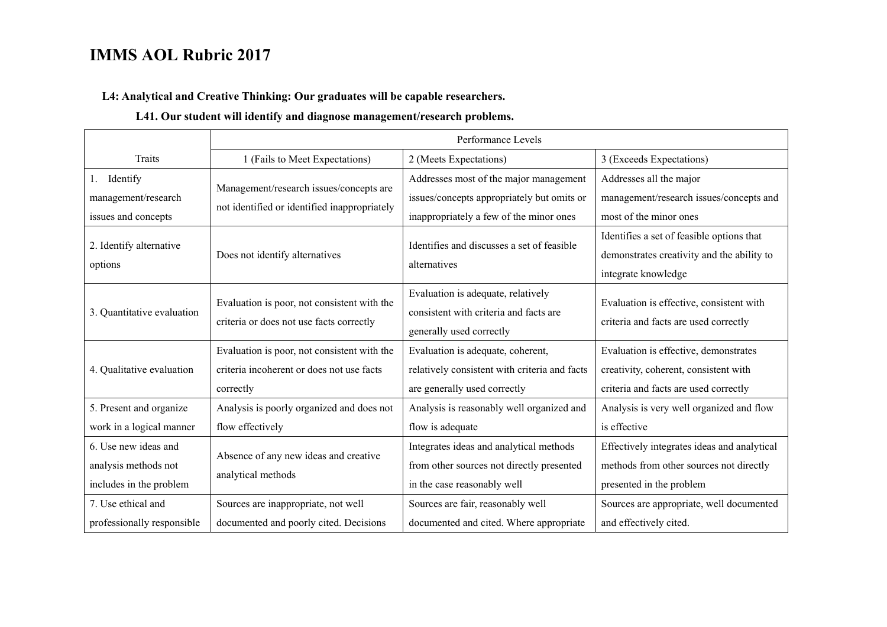# IMMS AOL Rubric 2017

**L4: Analytical and Creative Thinking: Our graduates will be capable researchers.**

**L41. Our student will identify and diagnose management/research problems.**

| Traits | Performance Levels | | |
|---|---|---|---|
| | 1 (Fails to Meet Expectations) | 2 (Meets Expectations) | 3 (Exceeds Expectations) |
| 1. Identify management/research issues and concepts | Management/research issues/concepts are not identified or identified inappropriately | Addresses most of the major management issues/concepts appropriately but omits or inappropriately a few of the minor ones | Addresses all the major management/research issues/concepts and most of the minor ones |
| 2. Identify alternative options | Does not identify alternatives | Identifies and discusses a set of feasible alternatives | Identifies a set of feasible options that demonstrates creativity and the ability to integrate knowledge |
| 3. Quantitative evaluation | Evaluation is poor, not consistent with the criteria or does not use facts correctly | Evaluation is adequate, relatively consistent with criteria and facts are generally used correctly | Evaluation is effective, consistent with criteria and facts are used correctly |
| 4. Qualitative evaluation | Evaluation is poor, not consistent with the criteria incoherent or does not use facts correctly | Evaluation is adequate, coherent, relatively consistent with criteria and facts are generally used correctly | Evaluation is effective, demonstrates creativity, coherent, consistent with criteria and facts are used correctly |
| 5. Present and organize work in a logical manner | Analysis is poorly organized and does not flow effectively | Analysis is reasonably well organized and flow is adequate | Analysis is very well organized and flow is effective |
| 6. Use new ideas and analysis methods not includes in the problem | Absence of any new ideas and creative analytical methods | Integrates ideas and analytical methods from other sources not directly presented in the case reasonably well | Effectively integrates ideas and analytical methods from other sources not directly presented in the problem |
| 7. Use ethical and professionally responsible | Sources are inappropriate, not well documented and poorly cited. Decisions | Sources are fair, reasonably well documented and cited. Where appropriate | Sources are appropriate, well documented and effectively cited. |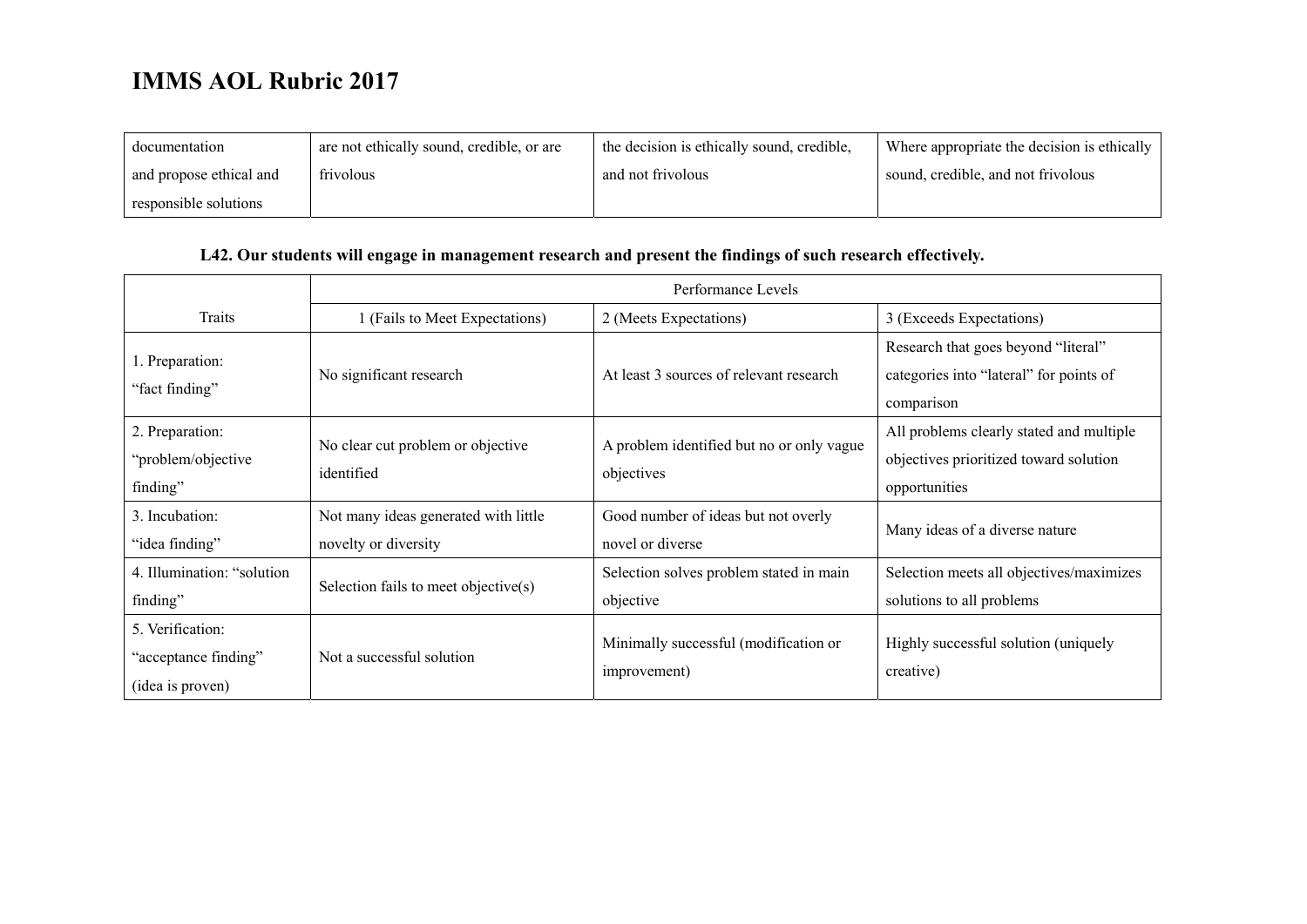# IMMS AOL Rubric 2017

| | | | |
|---|---|---|---|
| documentation and propose ethical and responsible solutions | are not ethically sound, credible, or are frivolous | the decision is ethically sound, credible, and not frivolous | Where appropriate the decision is ethically sound, credible, and not frivolous |

**L42. Our students will engage in management research and present the findings of such research effectively.**

| Traits | Performance Levels | | |
|---|---|---|---|
| | 1 (Fails to Meet Expectations) | 2 (Meets Expectations) | 3 (Exceeds Expectations) |
| 1. Preparation: "fact finding" | No significant research | At least 3 sources of relevant research | Research that goes beyond "literal" categories into "lateral" for points of comparison |
| 2. Preparation: "problem/objective finding" | No clear cut problem or objective identified | A problem identified but no or only vague objectives | All problems clearly stated and multiple objectives prioritized toward solution opportunities |
| 3. Incubation: "idea finding" | Not many ideas generated with little novelty or diversity | Good number of ideas but not overly novel or diverse | Many ideas of a diverse nature |
| 4. Illumination: "solution finding" | Selection fails to meet objective(s) | Selection solves problem stated in main objective | Selection meets all objectives/maximizes solutions to all problems |
| 5. Verification: "acceptance finding" (idea is proven) | Not a successful solution | Minimally successful (modification or improvement) | Highly successful solution (uniquely creative) |